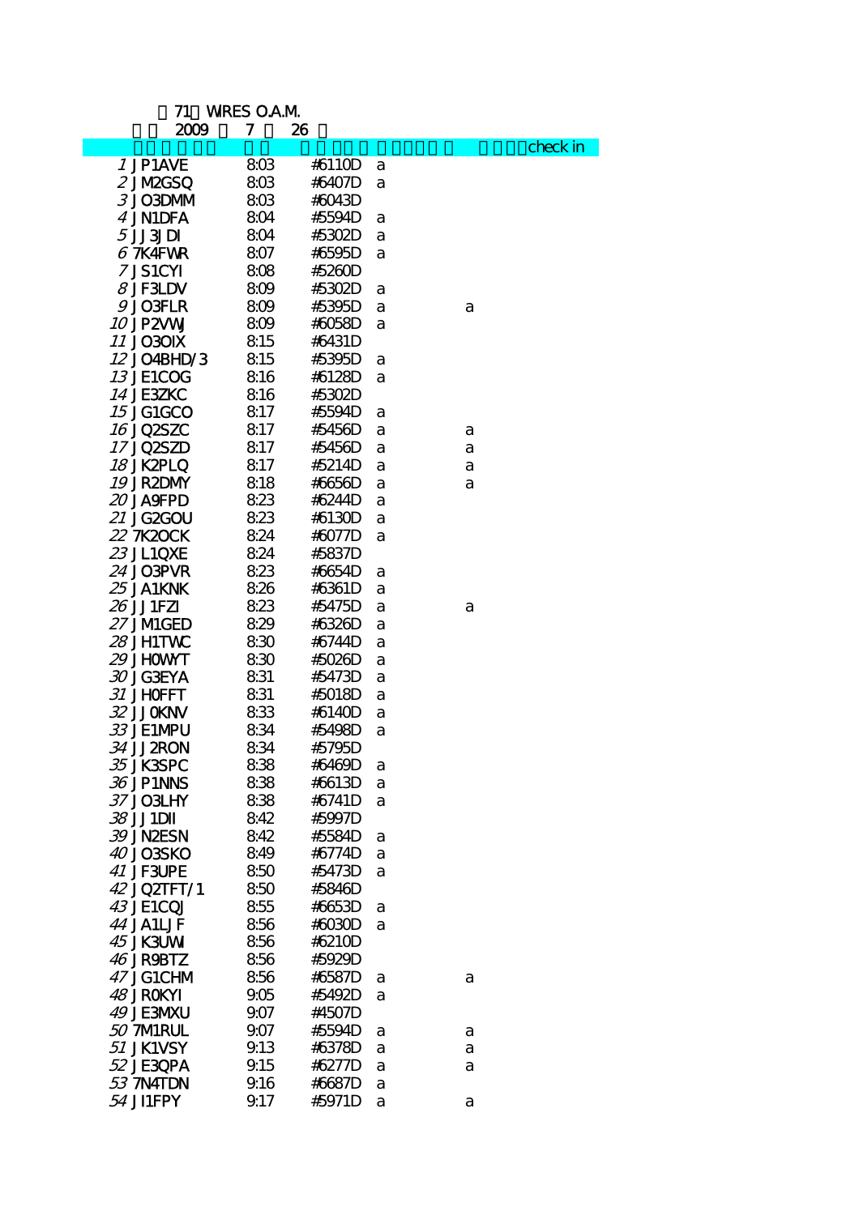71 WIRES O.A.M.

2009 7 26

| | | | | | | check in |
|---|---|---|---|---|---|---|
| *1* | JP1AVE | 8:03 | #6110D | a | | |
| *2* | JM2GSQ | 8:03 | #6407D | a | | |
| *3* | JO3DMM | 8:03 | #6043D | | | |
| *4* | JN1DFA | 8:04 | #5594D | a | | |
| *5* | JJ3JDI | 8:04 | #5302D | a | | |
| *6* | 7K4FWR | 8:07 | #6595D | a | | |
| *7* | JS1CYI | 8:08 | #5260D | | | |
| *8* | JF3LDV | 8:09 | #5302D | a | | |
| *9* | JO3FLR | 8:09 | #5395D | a | a | |
| *10* | JP2VWJ | 8:09 | #6058D | a | | |
| *11* | JO3OIX | 8:15 | #6431D | | | |
| *12* | JO4BHD/3 | 8:15 | #5395D | a | | |
| *13* | JE1COG | 8:16 | #6128D | a | | |
| *14* | JE3ZKC | 8:16 | #5302D | | | |
| *15* | JG1GCO | 8:17 | #5594D | a | | |
| *16* | JQ2SZC | 8:17 | #5456D | a | a | |
| *17* | JQ2SZD | 8:17 | #5456D | a | a | |
| *18* | JK2PLQ | 8:17 | #5214D | a | a | |
| *19* | JR2DMY | 8:18 | #6656D | a | a | |
| *20* | JA9FPD | 8:23 | #6244D | a | | |
| *21* | JG2GOU | 8:23 | #6130D | a | | |
| *22* | 7K2OCK | 8:24 | #6077D | a | | |
| *23* | JL1QXE | 8:24 | #5837D | | | |
| *24* | JO3PVR | 8:23 | #6654D | a | | |
| *25* | JA1KNK | 8:26 | #6361D | a | | |
| *26* | JJ1FZI | 8:23 | #5475D | a | a | |
| *27* | JM1GED | 8:29 | #6326D | a | | |
| *28* | JH1TWC | 8:30 | #6744D | a | | |
| *29* | JH0WYT | 8:30 | #5026D | a | | |
| *30* | JG3EYA | 8:31 | #5473D | a | | |
| *31* | JH0FFT | 8:31 | #5018D | a | | |
| *32* | JJ0KNV | 8:33 | #6140D | a | | |
| *33* | JE1MPU | 8:34 | #5498D | a | | |
| *34* | JJ2RON | 8:34 | #5795D | | | |
| *35* | JK3SPC | 8:38 | #6469D | a | | |
| *36* | JP1NNS | 8:38 | #6613D | a | | |
| *37* | JO3LHY | 8:38 | #6741D | a | | |
| *38* | JJ1DII | 8:42 | #5997D | | | |
| *39* | JN2ESN | 8:42 | #5584D | a | | |
| *40* | JO3SKO | 8:49 | #6774D | a | | |
| *41* | JF3UPE | 8:50 | #5473D | a | | |
| *42* | JQ2TFT/1 | 8:50 | #5846D | | | |
| *43* | JE1CQJ | 8:55 | #6653D | a | | |
| *44* | JA1LJF | 8:56 | #6030D | a | | |
| *45* | JK3UWI | 8:56 | #6210D | | | |
| *46* | JR9BTZ | 8:56 | #5929D | | | |
| *47* | JG1CHM | 8:56 | #6587D | a | a | |
| *48* | JR0KYI | 9:05 | #5492D | a | | |
| *49* | JE3MXU | 9:07 | #4507D | | | |
| *50* | 7M1RUL | 9:07 | #5594D | a | a | |
| *51* | JK1VSY | 9:13 | #6378D | a | a | |
| *52* | JE3QPA | 9:15 | #6277D | a | a | |
| *53* | 7N4TDN | 9:16 | #6687D | a | | |
| *54* | JI1FPY | 9:17 | #5971D | a | a | |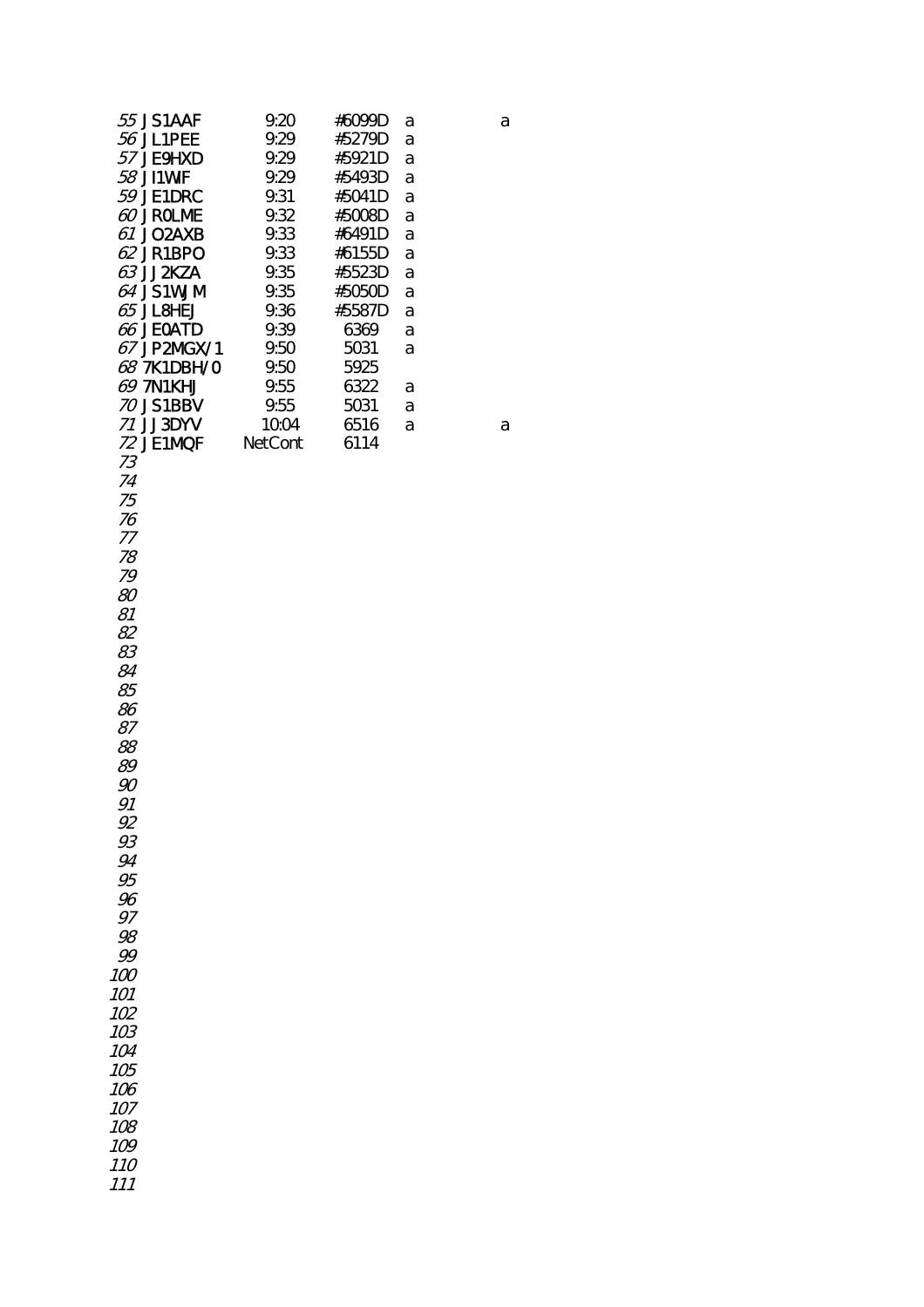| | | | | | |
|---|---|---|---|---|---|
| *55* | JS1AAF | 9:20 | #6099D | a | a |
| *56* | JL1PEE | 9:29 | #5279D | a | |
| *57* | JE9HXD | 9:29 | #5921D | a | |
| *58* | JI1WIF | 9:29 | #5493D | a | |
| *59* | JE1DRC | 9:31 | #5041D | a | |
| *60* | JR0LME | 9:32 | #5008D | a | |
| *61* | JO2AXB | 9:33 | #6491D | a | |
| *62* | JR1BPO | 9:33 | #6155D | a | |
| *63* | JJ2KZA | 9:35 | #5523D | a | |
| *64* | JS1WJM | 9:35 | #5050D | a | |
| *65* | JL8HEJ | 9:36 | #5587D | a | |
| *66* | JE0ATD | 9:39 | 6369 | a | |
| *67* | JP2MGX/1 | 9:50 | 5031 | a | |
| *68* | 7K1DBH/0 | 9:50 | 5925 | | |
| *69* | 7N1KHJ | 9:55 | 6322 | a | |
| *70* | JS1BBV | 9:55 | 5031 | a | |
| *71* | JJ3DYV | 10:04 | 6516 | a | a |
| *72* | JE1MQF | NetCont | 6114 | | |
| *73* | | | | | |
| *74* | | | | | |
| *75* | | | | | |
| *76* | | | | | |
| *77* | | | | | |
| *78* | | | | | |
| *79* | | | | | |
| *80* | | | | | |
| *81* | | | | | |
| *82* | | | | | |
| *83* | | | | | |
| *84* | | | | | |
| *85* | | | | | |
| *86* | | | | | |
| *87* | | | | | |
| *88* | | | | | |
| *89* | | | | | |
| *90* | | | | | |
| *91* | | | | | |
| *92* | | | | | |
| *93* | | | | | |
| *94* | | | | | |
| *95* | | | | | |
| *96* | | | | | |
| *97* | | | | | |
| *98* | | | | | |
| *99* | | | | | |
| *100* | | | | | |
| *101* | | | | | |
| *102* | | | | | |
| *103* | | | | | |
| *104* | | | | | |
| *105* | | | | | |
| *106* | | | | | |
| *107* | | | | | |
| *108* | | | | | |
| *109* | | | | | |
| *110* | | | | | |
| *111* | | | | | |